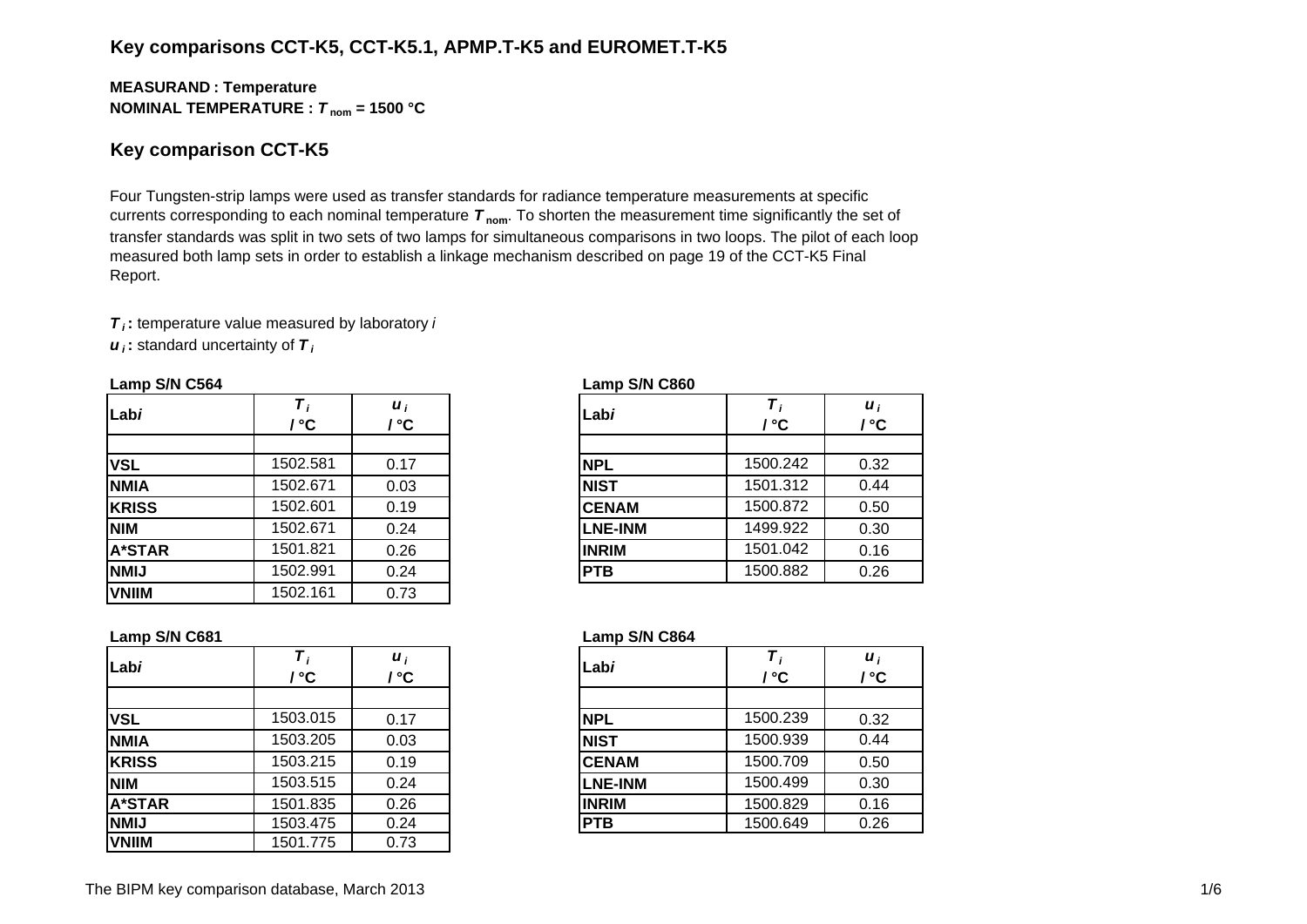## Key comparisons CCT-K5, CCT-K5.1, APMP.T-K5 and EUROMET.T-K5

**MEASURAND : Temperature**
**NOMINAL TEMPERATURE : $T_{nom}$ = 1500 °C**

## Key comparison CCT-K5

Four Tungsten-strip lamps were used as transfer standards for radiance temperature measurements at specific currents corresponding to each nominal temperature $T_{nom}$. To shorten the measurement time significantly the set of transfer standards was split in two sets of two lamps for simultaneous comparisons in two loops. The pilot of each loop measured both lamp sets in order to establish a linkage mechanism described on page 19 of the CCT-K5 Final Report.

$T_i$ **:** temperature value measured by laboratory *i*
$u_i$ **:** standard uncertainty of $T_i$

**Lamp S/N C564**

| Lab*i* | $T_i$ / °C | $u_i$ / °C |
|---|---|---|
| **VSL** | 1502.581 | 0.17 |
| **NMIA** | 1502.671 | 0.03 |
| **KRISS** | 1502.601 | 0.19 |
| **NIM** | 1502.671 | 0.24 |
| **A*STAR** | 1501.821 | 0.26 |
| **NMIJ** | 1502.991 | 0.24 |
| **VNIIM** | 1502.161 | 0.73 |

**Lamp S/N C860**

| Lab*i* | $T_i$ / °C | $u_i$ / °C |
|---|---|---|
| **NPL** | 1500.242 | 0.32 |
| **NIST** | 1501.312 | 0.44 |
| **CENAM** | 1500.872 | 0.50 |
| **LNE-INM** | 1499.922 | 0.30 |
| **INRIM** | 1501.042 | 0.16 |
| **PTB** | 1500.882 | 0.26 |

**Lamp S/N C681**

| Lab*i* | $T_i$ / °C | $u_i$ / °C |
|---|---|---|
| **VSL** | 1503.015 | 0.17 |
| **NMIA** | 1503.205 | 0.03 |
| **KRISS** | 1503.215 | 0.19 |
| **NIM** | 1503.515 | 0.24 |
| **A*STAR** | 1501.835 | 0.26 |
| **NMIJ** | 1503.475 | 0.24 |
| **VNIIM** | 1501.775 | 0.73 |

**Lamp S/N C864**

| Lab*i* | $T_i$ / °C | $u_i$ / °C |
|---|---|---|
| **NPL** | 1500.239 | 0.32 |
| **NIST** | 1500.939 | 0.44 |
| **CENAM** | 1500.709 | 0.50 |
| **LNE-INM** | 1500.499 | 0.30 |
| **INRIM** | 1500.829 | 0.16 |
| **PTB** | 1500.649 | 0.26 |

The BIPM key comparison database, March 2013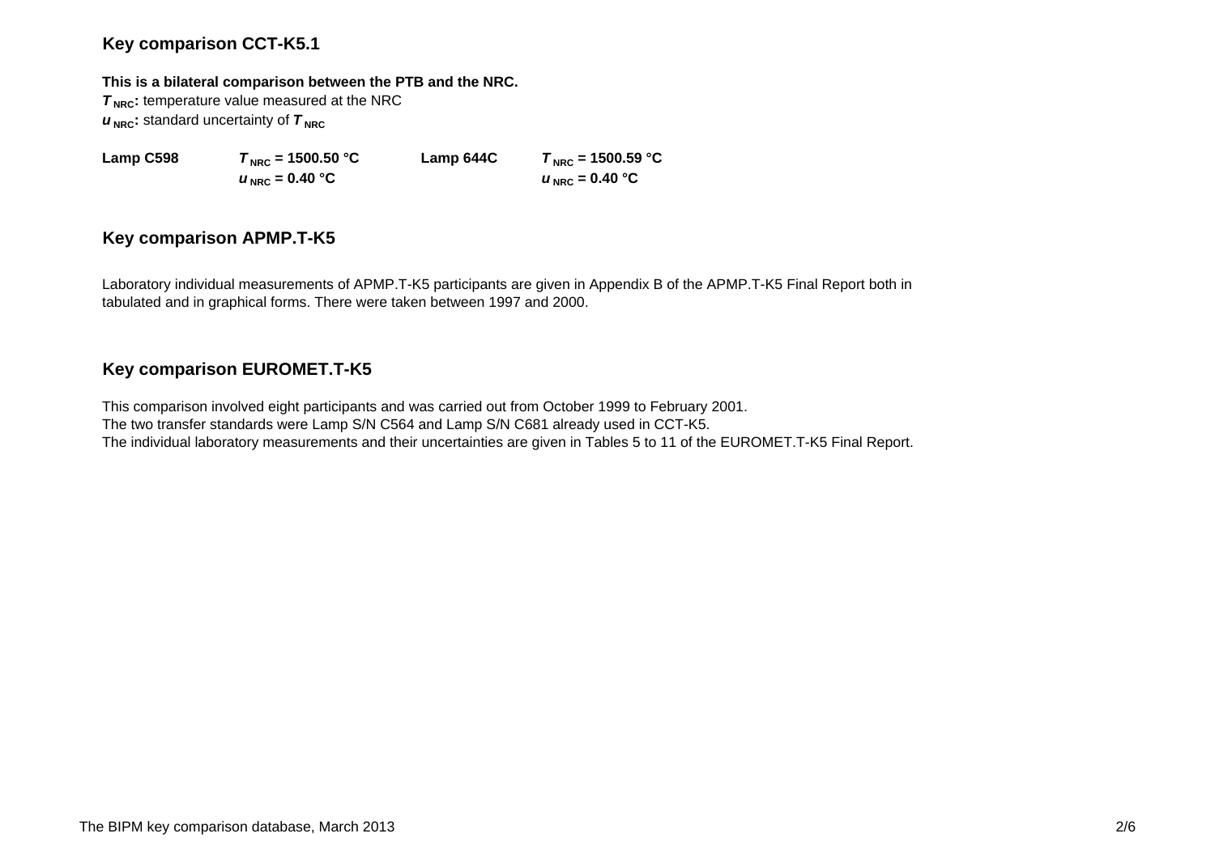## Key comparison CCT-K5.1

**This is a bilateral comparison between the PTB and the NRC.**
$T_{NRC}$: temperature value measured at the NRC
$u_{NRC}$: standard uncertainty of $T_{NRC}$

| | | | |
|---|---|---|---|
| **Lamp C598** | $T_{NRC}$ **= 1500.50 °C** | **Lamp 644C** | $T_{NRC}$ **= 1500.59 °C** |
| | $u_{NRC}$ **= 0.40 °C** | | $u_{NRC}$ **= 0.40 °C** |

## Key comparison APMP.T-K5

Laboratory individual measurements of APMP.T-K5 participants are given in Appendix B of the APMP.T-K5 Final Report both in tabulated and in graphical forms. There were taken between 1997 and 2000.

## Key comparison EUROMET.T-K5

This comparison involved eight participants and was carried out from October 1999 to February 2001.
The two transfer standards were Lamp S/N C564 and Lamp S/N C681 already used in CCT-K5.
The individual laboratory measurements and their uncertainties are given in Tables 5 to 11 of the EUROMET.T-K5 Final Report.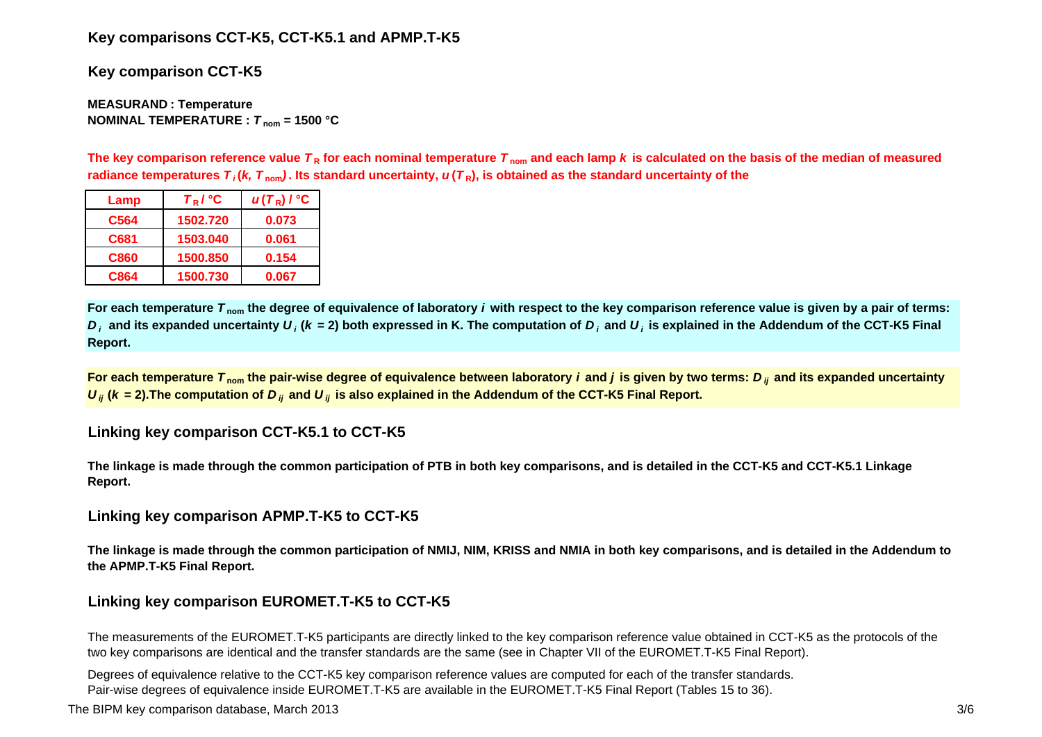## Key comparisons CCT-K5, CCT-K5.1 and APMP.T-K5

### Key comparison CCT-K5

**MEASURAND : Temperature**
**NOMINAL TEMPERATURE : $T_{nom}$ = 1500 °C**

**The key comparison reference value $T_R$ for each nominal temperature $T_{nom}$ and each lamp $k$ is calculated on the basis of the median of measured radiance temperatures $T_i(k, T_{nom})$. Its standard uncertainty, $u(T_R)$, is obtained as the standard uncertainty of the**

| Lamp | $T_R$ / °C | $u(T_R)$ / °C |
|---|---|---|
| C564 | 1502.720 | 0.073 |
| C681 | 1503.040 | 0.061 |
| C860 | 1500.850 | 0.154 |
| C864 | 1500.730 | 0.067 |

**For each temperature $T_{nom}$ the degree of equivalence of laboratory $i$ with respect to the key comparison reference value is given by a pair of terms: $D_i$ and its expanded uncertainty $U_i$ ($k$ = 2) both expressed in K. The computation of $D_i$ and $U_i$ is explained in the Addendum of the CCT-K5 Final Report.**

**For each temperature $T_{nom}$ the pair-wise degree of equivalence between laboratory $i$ and $j$ is given by two terms: $D_{ij}$ and its expanded uncertainty $U_{ij}$ ($k$ = 2).The computation of $D_{ij}$ and $U_{ij}$ is also explained in the Addendum of the CCT-K5 Final Report.**

### Linking key comparison CCT-K5.1 to CCT-K5

**The linkage is made through the common participation of PTB in both key comparisons, and is detailed in the CCT-K5 and CCT-K5.1 Linkage Report.**

### Linking key comparison APMP.T-K5 to CCT-K5

**The linkage is made through the common participation of NMIJ, NIM, KRISS and NMIA in both key comparisons, and is detailed in the Addendum to the APMP.T-K5 Final Report.**

### Linking key comparison EUROMET.T-K5 to CCT-K5

The measurements of the EUROMET.T-K5 participants are directly linked to the key comparison reference value obtained in CCT-K5 as the protocols of the two key comparisons are identical and the transfer standards are the same (see in Chapter VII of the EUROMET.T-K5 Final Report).

Degrees of equivalence relative to the CCT-K5 key comparison reference values are computed for each of the transfer standards.
Pair-wise degrees of equivalence inside EUROMET.T-K5 are available in the EUROMET.T-K5 Final Report (Tables 15 to 36).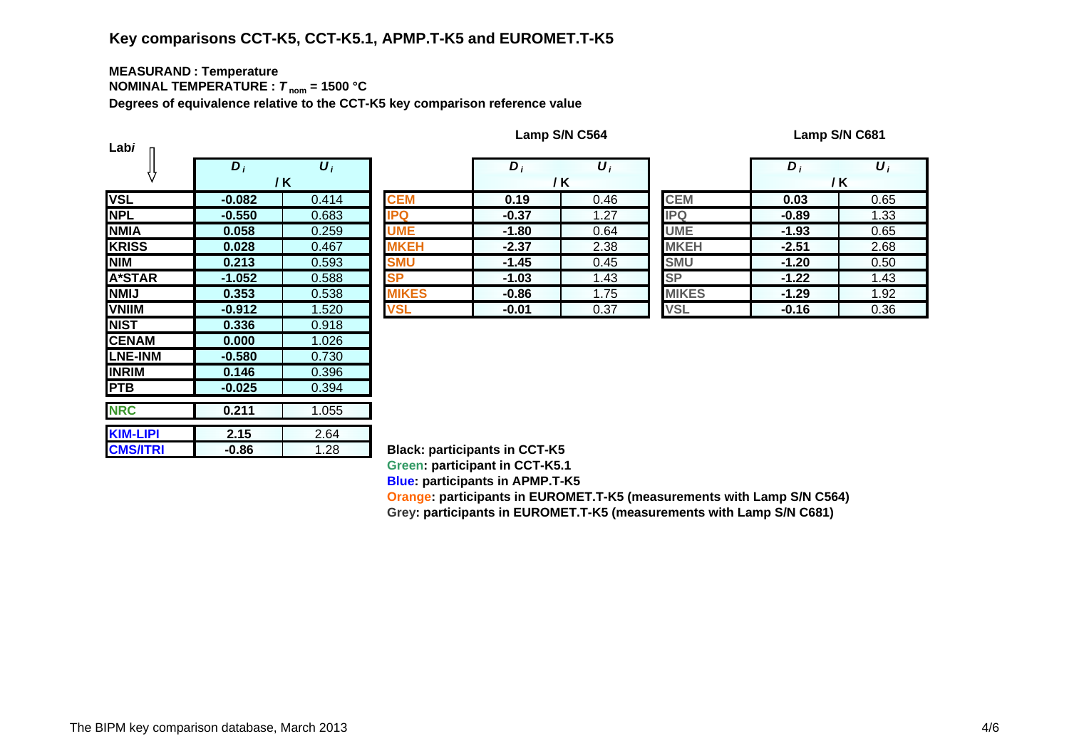## Key comparisons CCT-K5, CCT-K5.1, APMP.T-K5 and EUROMET.T-K5

**MEASURAND : Temperature**

**NOMINAL TEMPERATURE : $T_{nom}$ = 1500 °C**

**Degrees of equivalence relative to the CCT-K5 key comparison reference value**

| Lab $i$ | $D_i$ / K | $U_i$ / K |
|---|---|---|
| VSL | -0.082 | 0.414 |
| NPL | -0.550 | 0.683 |
| NMIA | 0.058 | 0.259 |
| KRISS | 0.028 | 0.467 |
| NIM | 0.213 | 0.593 |
| A*STAR | -1.052 | 0.588 |
| NMIJ | 0.353 | 0.538 |
| VNIIM | -0.912 | 1.520 |
| NIST | 0.336 | 0.918 |
| CENAM | 0.000 | 1.026 |
| LNE-INM | -0.580 | 0.730 |
| INRIM | 0.146 | 0.396 |
| PTB | -0.025 | 0.394 |
| NRC | 0.211 | 1.055 |
| KIM-LIPI | 2.15 | 2.64 |
| CMS/ITRI | -0.86 | 1.28 |

**Lamp S/N C564**

| Lab $i$ | $D_i$ / K | $U_i$ / K |
|---|---|---|
| CEM | 0.19 | 0.46 |
| IPQ | -0.37 | 1.27 |
| UME | -1.80 | 0.64 |
| MKEH | -2.37 | 2.38 |
| SMU | -1.45 | 0.45 |
| SP | -1.03 | 1.43 |
| MIKES | -0.86 | 1.75 |
| VSL | -0.01 | 0.37 |

**Lamp S/N C681**

| Lab $i$ | $D_i$ / K | $U_i$ / K |
|---|---|---|
| CEM | 0.03 | 0.65 |
| IPQ | -0.89 | 1.33 |
| UME | -1.93 | 0.65 |
| MKEH | -2.51 | 2.68 |
| SMU | -1.20 | 0.50 |
| SP | -1.22 | 1.43 |
| MIKES | -1.29 | 1.92 |
| VSL | -0.16 | 0.36 |

**Black: participants in CCT-K5**

**Green: participant in CCT-K5.1**

**Blue: participants in APMP.T-K5**

**Orange: participants in EUROMET.T-K5 (measurements with Lamp S/N C564)**

**Grey: participants in EUROMET.T-K5 (measurements with Lamp S/N C681)**

The BIPM key comparison database, March 2013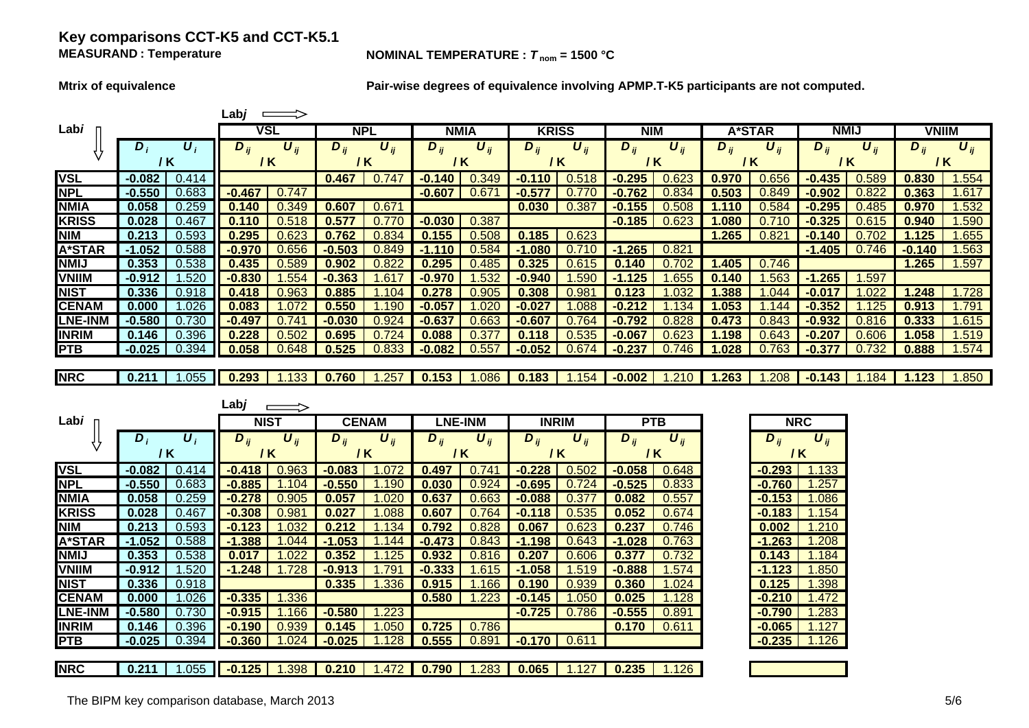## Key comparisons CCT-K5 and CCT-K5.1

**MEASURAND : Temperature**

**NOMINAL TEMPERATURE : $T_{nom}$ = 1500 °C**

**Mtrix of equivalence**

**Pair-wise degrees of equivalence involving APMP.T-K5 participants are not computed.**

| Lab*i* | $D_i$ / K | $U_i$ / K | VSL $D_{ij}$ / K | VSL $U_{ij}$ / K | NPL $D_{ij}$ / K | NPL $U_{ij}$ / K | NMIA $D_{ij}$ / K | NMIA $U_{ij}$ / K | KRISS $D_{ij}$ / K | KRISS $U_{ij}$ / K | NIM $D_{ij}$ / K | NIM $U_{ij}$ / K | A*STAR $D_{ij}$ / K | A*STAR $U_{ij}$ / K | NMIJ $D_{ij}$ / K | NMIJ $U_{ij}$ / K | VNIIM $D_{ij}$ / K | VNIIM $U_{ij}$ / K |
|---|---|---|---|---|---|---|---|---|---|---|---|---|---|---|---|---|---|---|
| VSL | -0.082 | 0.414 | | | 0.467 | 0.747 | -0.140 | 0.349 | -0.110 | 0.518 | -0.295 | 0.623 | 0.970 | 0.656 | -0.435 | 0.589 | 0.830 | 1.554 |
| NPL | -0.550 | 0.683 | -0.467 | 0.747 | | | -0.607 | 0.671 | -0.577 | 0.770 | -0.762 | 0.834 | 0.503 | 0.849 | -0.902 | 0.822 | 0.363 | 1.617 |
| NMIA | 0.058 | 0.259 | 0.140 | 0.349 | 0.607 | 0.671 | | | 0.030 | 0.387 | -0.155 | 0.508 | 1.110 | 0.584 | -0.295 | 0.485 | 0.970 | 1.532 |
| KRISS | 0.028 | 0.467 | 0.110 | 0.518 | 0.577 | 0.770 | -0.030 | 0.387 | | | -0.185 | 0.623 | 1.080 | 0.710 | -0.325 | 0.615 | 0.940 | 1.590 |
| NIM | 0.213 | 0.593 | 0.295 | 0.623 | 0.762 | 0.834 | 0.155 | 0.508 | 0.185 | 0.623 | | | 1.265 | 0.821 | -0.140 | 0.702 | 1.125 | 1.655 |
| A*STAR | -1.052 | 0.588 | -0.970 | 0.656 | -0.503 | 0.849 | -1.110 | 0.584 | -1.080 | 0.710 | -1.265 | 0.821 | | | -1.405 | 0.746 | -0.140 | 1.563 |
| NMIJ | 0.353 | 0.538 | 0.435 | 0.589 | 0.902 | 0.822 | 0.295 | 0.485 | 0.325 | 0.615 | 0.140 | 0.702 | 1.405 | 0.746 | | | 1.265 | 1.597 |
| VNIIM | -0.912 | 1.520 | -0.830 | 1.554 | -0.363 | 1.617 | -0.970 | 1.532 | -0.940 | 1.590 | -1.125 | 1.655 | 0.140 | 1.563 | -1.265 | 1.597 | | |
| NIST | 0.336 | 0.918 | 0.418 | 0.963 | 0.885 | 1.104 | 0.278 | 0.905 | 0.308 | 0.981 | 0.123 | 1.032 | 1.388 | 1.044 | -0.017 | 1.022 | 1.248 | 1.728 |
| CENAM | 0.000 | 1.026 | 0.083 | 1.072 | 0.550 | 1.190 | -0.057 | 1.020 | -0.027 | 1.088 | -0.212 | 1.134 | 1.053 | 1.144 | -0.352 | 1.125 | 0.913 | 1.791 |
| LNE-INM | -0.580 | 0.730 | -0.497 | 0.741 | -0.030 | 0.924 | -0.637 | 0.663 | -0.607 | 0.764 | -0.792 | 0.828 | 0.473 | 0.843 | -0.932 | 0.816 | 0.333 | 1.615 |
| INRIM | 0.146 | 0.396 | 0.228 | 0.502 | 0.695 | 0.724 | 0.088 | 0.377 | 0.118 | 0.535 | -0.067 | 0.623 | 1.198 | 0.643 | -0.207 | 0.606 | 1.058 | 1.519 |
| PTB | -0.025 | 0.394 | 0.058 | 0.648 | 0.525 | 0.833 | -0.082 | 0.557 | -0.052 | 0.674 | -0.237 | 0.746 | 1.028 | 0.763 | -0.377 | 0.732 | 0.888 | 1.574 |
| NRC | 0.211 | 1.055 | 0.293 | 1.133 | 0.760 | 1.257 | 0.153 | 1.086 | 0.183 | 1.154 | -0.002 | 1.210 | 1.263 | 1.208 | -0.143 | 1.184 | 1.123 | 1.850 |

| Lab*i* | $D_i$ / K | $U_i$ / K | NIST $D_{ij}$ / K | NIST $U_{ij}$ / K | CENAM $D_{ij}$ / K | CENAM $U_{ij}$ / K | LNE-INM $D_{ij}$ / K | LNE-INM $U_{ij}$ / K | INRIM $D_{ij}$ / K | INRIM $U_{ij}$ / K | PTB $D_{ij}$ / K | PTB $U_{ij}$ / K | NRC $D_{ij}$ / K | NRC $U_{ij}$ / K |
|---|---|---|---|---|---|---|---|---|---|---|---|---|---|---|
| VSL | -0.082 | 0.414 | -0.418 | 0.963 | -0.083 | 1.072 | 0.497 | 0.741 | -0.228 | 0.502 | -0.058 | 0.648 | -0.293 | 1.133 |
| NPL | -0.550 | 0.683 | -0.885 | 1.104 | -0.550 | 1.190 | 0.030 | 0.924 | -0.695 | 0.724 | -0.525 | 0.833 | -0.760 | 1.257 |
| NMIA | 0.058 | 0.259 | -0.278 | 0.905 | 0.057 | 1.020 | 0.637 | 0.663 | -0.088 | 0.377 | 0.082 | 0.557 | -0.153 | 1.086 |
| KRISS | 0.028 | 0.467 | -0.308 | 0.981 | 0.027 | 1.088 | 0.607 | 0.764 | -0.118 | 0.535 | 0.052 | 0.674 | -0.183 | 1.154 |
| NIM | 0.213 | 0.593 | -0.123 | 1.032 | 0.212 | 1.134 | 0.792 | 0.828 | 0.067 | 0.623 | 0.237 | 0.746 | 0.002 | 1.210 |
| A*STAR | -1.052 | 0.588 | -1.388 | 1.044 | -1.053 | 1.144 | -0.473 | 0.843 | -1.198 | 0.643 | -1.028 | 0.763 | -1.263 | 1.208 |
| NMIJ | 0.353 | 0.538 | 0.017 | 1.022 | 0.352 | 1.125 | 0.932 | 0.816 | 0.207 | 0.606 | 0.377 | 0.732 | 0.143 | 1.184 |
| VNIIM | -0.912 | 1.520 | -1.248 | 1.728 | -0.913 | 1.791 | -0.333 | 1.615 | -1.058 | 1.519 | -0.888 | 1.574 | -1.123 | 1.850 |
| NIST | 0.336 | 0.918 | | | 0.335 | 1.336 | 0.915 | 1.166 | 0.190 | 0.939 | 0.360 | 1.024 | 0.125 | 1.398 |
| CENAM | 0.000 | 1.026 | -0.335 | 1.336 | | | 0.580 | 1.223 | -0.145 | 1.050 | 0.025 | 1.128 | -0.210 | 1.472 |
| LNE-INM | -0.580 | 0.730 | -0.915 | 1.166 | -0.580 | 1.223 | | | -0.725 | 0.786 | -0.555 | 0.891 | -0.790 | 1.283 |
| INRIM | 0.146 | 0.396 | -0.190 | 0.939 | 0.145 | 1.050 | 0.725 | 0.786 | | | 0.170 | 0.611 | -0.065 | 1.127 |
| PTB | -0.025 | 0.394 | -0.360 | 1.024 | -0.025 | 1.128 | 0.555 | 0.891 | -0.170 | 0.611 | | | -0.235 | 1.126 |
| NRC | 0.211 | 1.055 | -0.125 | 1.398 | 0.210 | 1.472 | 0.790 | 1.283 | 0.065 | 1.127 | 0.235 | 1.126 | | |

The BIPM key comparison database, March 2013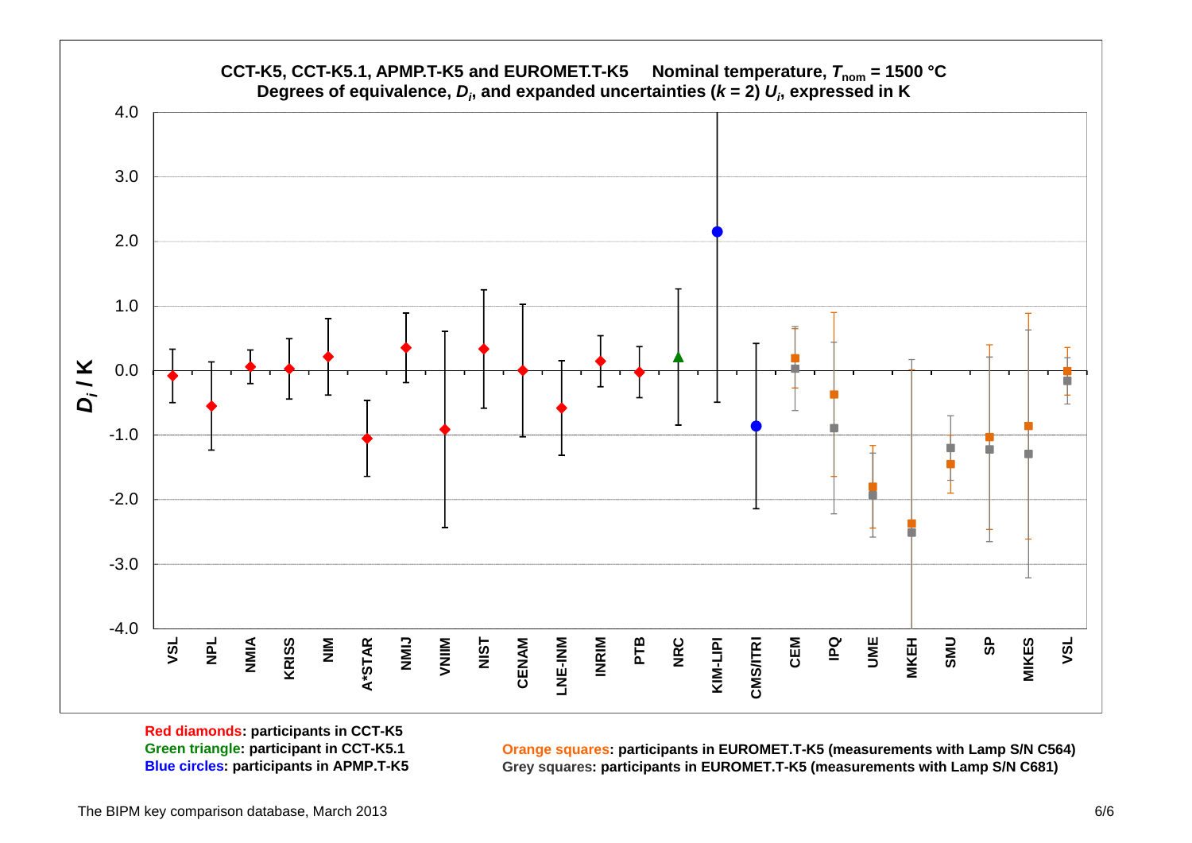CCT-K5, CCT-K5.1, APMP.T-K5 and EUROMET.T-K5    Nominal temperature, $T_{nom}$ = 1500 °C

Degrees of equivalence, $D_i$, and expanded uncertainties ($k$ = 2) $U_i$, expressed in K

$D_i$ / K

4.0
3.0
2.0
1.0
0.0
-1.0
-2.0
-3.0
-4.0

VSL
NPL
NMIA
KRISS
NIM
A*STAR
NMIJ
VNIIM
NIST
CENAM
LNE-INM
INRIM
PTB
NRC
KIM-LIPI
CMS/ITRI
CEM
IPQ
UME
MKEH
SMU
SP
MIKES
VSL

**Red diamonds: participants in CCT-K5**
**Green triangle: participant in CCT-K5.1**
**Blue circles: participants in APMP.T-K5**

**Orange squares: participants in EUROMET.T-K5 (measurements with Lamp S/N C564)**
**Grey squares: participants in EUROMET.T-K5 (measurements with Lamp S/N C681)**

The BIPM key comparison database, March 2013